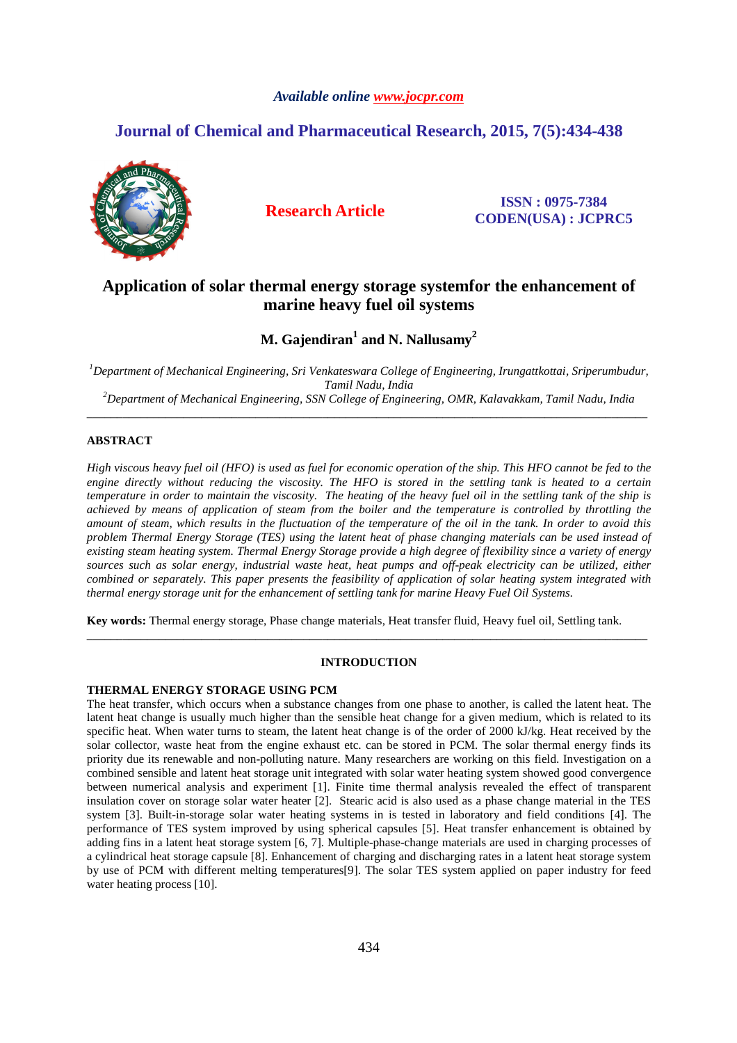*Available online www.jocpr.com*

## Journal of Chemical and Pharmaceutical Research, 2015, 7(5):434-438

**Research Article**

**ISSN : 0975-7384**
**CODEN(USA) : JCPRC5**

# Application of solar thermal energy storage systemfor the enhancement of marine heavy fuel oil systems

**M. Gajendiran[1] and N. Nallusamy[2]**

*[1]Department of Mechanical Engineering, Sri Venkateswara College of Engineering, Irungattkottai, Sriperumbudur, Tamil Nadu, India*
*[2]Department of Mechanical Engineering, SSN College of Engineering, OMR, Kalavakkam, Tamil Nadu, India*

---

## ABSTRACT

*High viscous heavy fuel oil (HFO) is used as fuel for economic operation of the ship. This HFO cannot be fed to the engine directly without reducing the viscosity. The HFO is stored in the settling tank is heated to a certain temperature in order to maintain the viscosity. The heating of the heavy fuel oil in the settling tank of the ship is achieved by means of application of steam from the boiler and the temperature is controlled by throttling the amount of steam, which results in the fluctuation of the temperature of the oil in the tank. In order to avoid this problem Thermal Energy Storage (TES) using the latent heat of phase changing materials can be used instead of existing steam heating system. Thermal Energy Storage provide a high degree of flexibility since a variety of energy sources such as solar energy, industrial waste heat, heat pumps and off-peak electricity can be utilized, either combined or separately. This paper presents the feasibility of application of solar heating system integrated with thermal energy storage unit for the enhancement of settling tank for marine Heavy Fuel Oil Systems.*

**Key words:** Thermal energy storage, Phase change materials, Heat transfer fluid, Heavy fuel oil, Settling tank.

---

## INTRODUCTION

### THERMAL ENERGY STORAGE USING PCM

The heat transfer, which occurs when a substance changes from one phase to another, is called the latent heat. The latent heat change is usually much higher than the sensible heat change for a given medium, which is related to its specific heat. When water turns to steam, the latent heat change is of the order of 2000 kJ/kg. Heat received by the solar collector, waste heat from the engine exhaust etc. can be stored in PCM. The solar thermal energy finds its priority due its renewable and non-polluting nature. Many researchers are working on this field. Investigation on a combined sensible and latent heat storage unit integrated with solar water heating system showed good convergence between numerical analysis and experiment [1]. Finite time thermal analysis revealed the effect of transparent insulation cover on storage solar water heater [2]. Stearic acid is also used as a phase change material in the TES system [3]. Built-in-storage solar water heating systems in is tested in laboratory and field conditions [4]. The performance of TES system improved by using spherical capsules [5]. Heat transfer enhancement is obtained by adding fins in a latent heat storage system [6, 7]. Multiple-phase-change materials are used in charging processes of a cylindrical heat storage capsule [8]. Enhancement of charging and discharging rates in a latent heat storage system by use of PCM with different melting temperatures[9]. The solar TES system applied on paper industry for feed water heating process [10].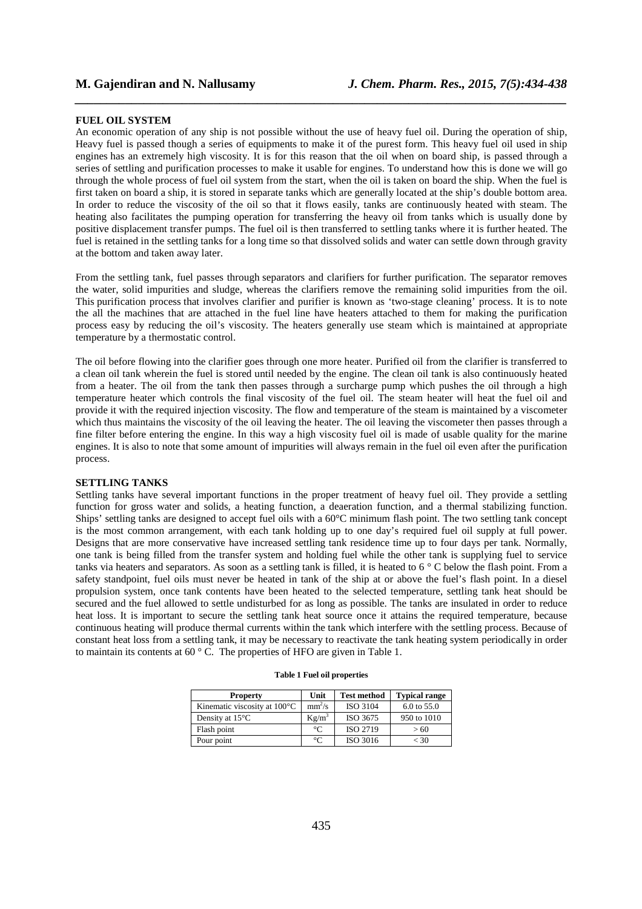## FUEL OIL SYSTEM

An economic operation of any ship is not possible without the use of heavy fuel oil. During the operation of ship, Heavy fuel is passed though a series of equipments to make it of the purest form. This heavy fuel oil used in ship engines has an extremely high viscosity. It is for this reason that the oil when on board ship, is passed through a series of settling and purification processes to make it usable for engines. To understand how this is done we will go through the whole process of fuel oil system from the start, when the oil is taken on board the ship. When the fuel is first taken on board a ship, it is stored in separate tanks which are generally located at the ship's double bottom area. In order to reduce the viscosity of the oil so that it flows easily, tanks are continuously heated with steam. The heating also facilitates the pumping operation for transferring the heavy oil from tanks which is usually done by positive displacement transfer pumps. The fuel oil is then transferred to settling tanks where it is further heated. The fuel is retained in the settling tanks for a long time so that dissolved solids and water can settle down through gravity at the bottom and taken away later.

From the settling tank, fuel passes through separators and clarifiers for further purification. The separator removes the water, solid impurities and sludge, whereas the clarifiers remove the remaining solid impurities from the oil. This purification process that involves clarifier and purifier is known as 'two-stage cleaning' process. It is to note the all the machines that are attached in the fuel line have heaters attached to them for making the purification process easy by reducing the oil's viscosity. The heaters generally use steam which is maintained at appropriate temperature by a thermostatic control.

The oil before flowing into the clarifier goes through one more heater. Purified oil from the clarifier is transferred to a clean oil tank wherein the fuel is stored until needed by the engine. The clean oil tank is also continuously heated from a heater. The oil from the tank then passes through a surcharge pump which pushes the oil through a high temperature heater which controls the final viscosity of the fuel oil. The steam heater will heat the fuel oil and provide it with the required injection viscosity. The flow and temperature of the steam is maintained by a viscometer which thus maintains the viscosity of the oil leaving the heater. The oil leaving the viscometer then passes through a fine filter before entering the engine. In this way a high viscosity fuel oil is made of usable quality for the marine engines. It is also to note that some amount of impurities will always remain in the fuel oil even after the purification process.

## SETTLING TANKS

Settling tanks have several important functions in the proper treatment of heavy fuel oil. They provide a settling function for gross water and solids, a heating function, a deaeration function, and a thermal stabilizing function. Ships' settling tanks are designed to accept fuel oils with a 60°C minimum flash point. The two settling tank concept is the most common arrangement, with each tank holding up to one day's required fuel oil supply at full power. Designs that are more conservative have increased settling tank residence time up to four days per tank. Normally, one tank is being filled from the transfer system and holding fuel while the other tank is supplying fuel to service tanks via heaters and separators. As soon as a settling tank is filled, it is heated to 6 ° C below the flash point. From a safety standpoint, fuel oils must never be heated in tank of the ship at or above the fuel's flash point. In a diesel propulsion system, once tank contents have been heated to the selected temperature, settling tank heat should be secured and the fuel allowed to settle undisturbed for as long as possible. The tanks are insulated in order to reduce heat loss. It is important to secure the settling tank heat source once it attains the required temperature, because continuous heating will produce thermal currents within the tank which interfere with the settling process. Because of constant heat loss from a settling tank, it may be necessary to reactivate the tank heating system periodically in order to maintain its contents at 60 ° C. The properties of HFO are given in Table 1.

**Table 1 Fuel oil properties**

| Property | Unit | Test method | Typical range |
|---|---|---|---|
| Kinematic viscosity at 100°C | $mm^2/s$ | ISO 3104 | 6.0 to 55.0 |
| Density at 15°C | $Kg/m^3$ | ISO 3675 | 950 to 1010 |
| Flash point | °C | ISO 2719 | > 60 |
| Pour point | °C | ISO 3016 | < 30 |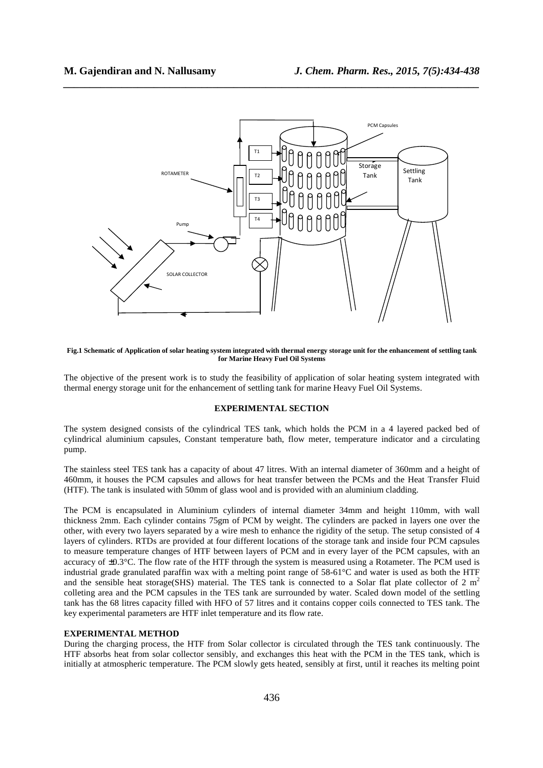**Fig.1 Schematic of Application of solar heating system integrated with thermal energy storage unit for the enhancement of settling tank for Marine Heavy Fuel Oil Systems**

The objective of the present work is to study the feasibility of application of solar heating system integrated with thermal energy storage unit for the enhancement of settling tank for marine Heavy Fuel Oil Systems.

## EXPERIMENTAL SECTION

The system designed consists of the cylindrical TES tank, which holds the PCM in a 4 layered packed bed of cylindrical aluminium capsules, Constant temperature bath, flow meter, temperature indicator and a circulating pump.

The stainless steel TES tank has a capacity of about 47 litres. With an internal diameter of 360mm and a height of 460mm, it houses the PCM capsules and allows for heat transfer between the PCMs and the Heat Transfer Fluid (HTF). The tank is insulated with 50mm of glass wool and is provided with an aluminium cladding.

The PCM is encapsulated in Aluminium cylinders of internal diameter 34mm and height 110mm, with wall thickness 2mm. Each cylinder contains 75gm of PCM by weight. The cylinders are packed in layers one over the other, with every two layers separated by a wire mesh to enhance the rigidity of the setup. The setup consisted of 4 layers of cylinders. RTDs are provided at four different locations of the storage tank and inside four PCM capsules to measure temperature changes of HTF between layers of PCM and in every layer of the PCM capsules, with an accuracy of ±0.3°C. The flow rate of the HTF through the system is measured using a Rotameter. The PCM used is industrial grade granulated paraffin wax with a melting point range of 58-61°C and water is used as both the HTF and the sensible heat storage(SHS) material. The TES tank is connected to a Solar flat plate collector of 2 $m^2$ colleting area and the PCM capsules in the TES tank are surrounded by water. Scaled down model of the settling tank has the 68 litres capacity filled with HFO of 57 litres and it contains copper coils connected to TES tank. The key experimental parameters are HTF inlet temperature and its flow rate.

### EXPERIMENTAL METHOD

During the charging process, the HTF from Solar collector is circulated through the TES tank continuously. The HTF absorbs heat from solar collector sensibly, and exchanges this heat with the PCM in the TES tank, which is initially at atmospheric temperature. The PCM slowly gets heated, sensibly at first, until it reaches its melting point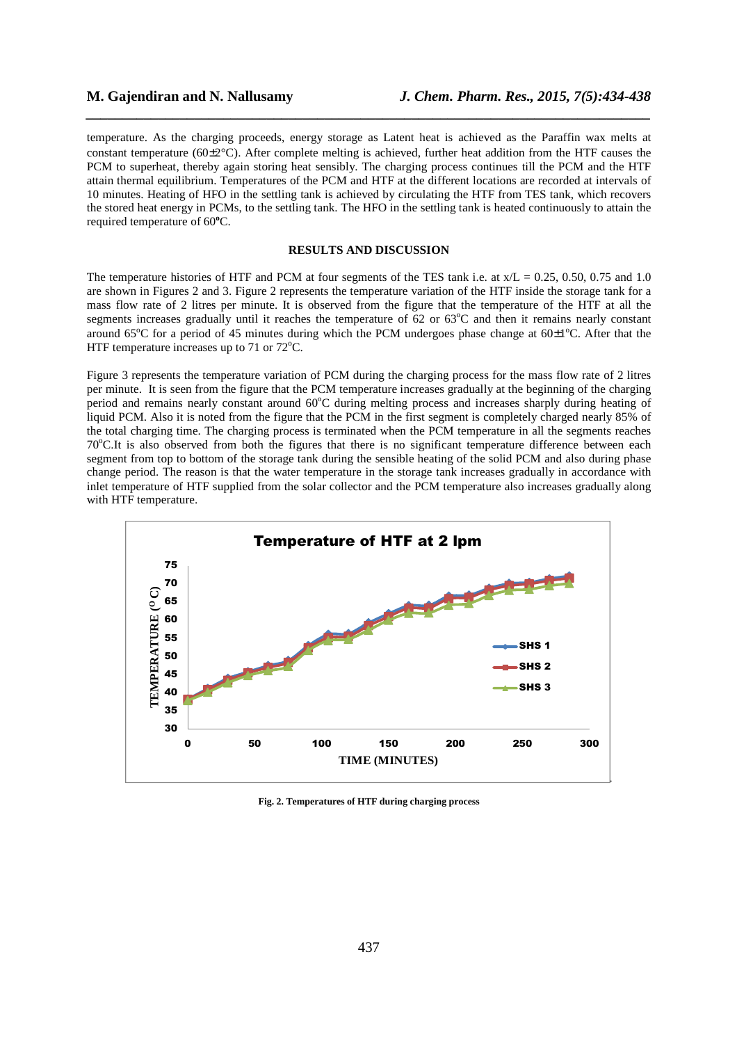temperature. As the charging proceeds, energy storage as Latent heat is achieved as the Paraffin wax melts at constant temperature (60±2°C). After complete melting is achieved, further heat addition from the HTF causes the PCM to superheat, thereby again storing heat sensibly. The charging process continues till the PCM and the HTF attain thermal equilibrium. Temperatures of the PCM and HTF at the different locations are recorded at intervals of 10 minutes. Heating of HFO in the settling tank is achieved by circulating the HTF from TES tank, which recovers the stored heat energy in PCMs, to the settling tank. The HFO in the settling tank is heated continuously to attain the required temperature of 60°C.

## RESULTS AND DISCUSSION

The temperature histories of HTF and PCM at four segments of the TES tank i.e. at x/L = 0.25, 0.50, 0.75 and 1.0 are shown in Figures 2 and 3. Figure 2 represents the temperature variation of the HTF inside the storage tank for a mass flow rate of 2 litres per minute. It is observed from the figure that the temperature of the HTF at all the segments increases gradually until it reaches the temperature of 62 or 63°C and then it remains nearly constant around 65°C for a period of 45 minutes during which the PCM undergoes phase change at 60±1°C. After that the HTF temperature increases up to 71 or 72°C.

Figure 3 represents the temperature variation of PCM during the charging process for the mass flow rate of 2 litres per minute. It is seen from the figure that the PCM temperature increases gradually at the beginning of the charging period and remains nearly constant around 60°C during melting process and increases sharply during heating of liquid PCM. Also it is noted from the figure that the PCM in the first segment is completely charged nearly 85% of the total charging time. The charging process is terminated when the PCM temperature in all the segments reaches 70°C.It is also observed from both the figures that there is no significant temperature difference between each segment from top to bottom of the storage tank during the sensible heating of the solid PCM and also during phase change period. The reason is that the water temperature in the storage tank increases gradually in accordance with inlet temperature of HTF supplied from the solar collector and the PCM temperature also increases gradually along with HTF temperature.

**Fig. 2. Temperatures of HTF during charging process**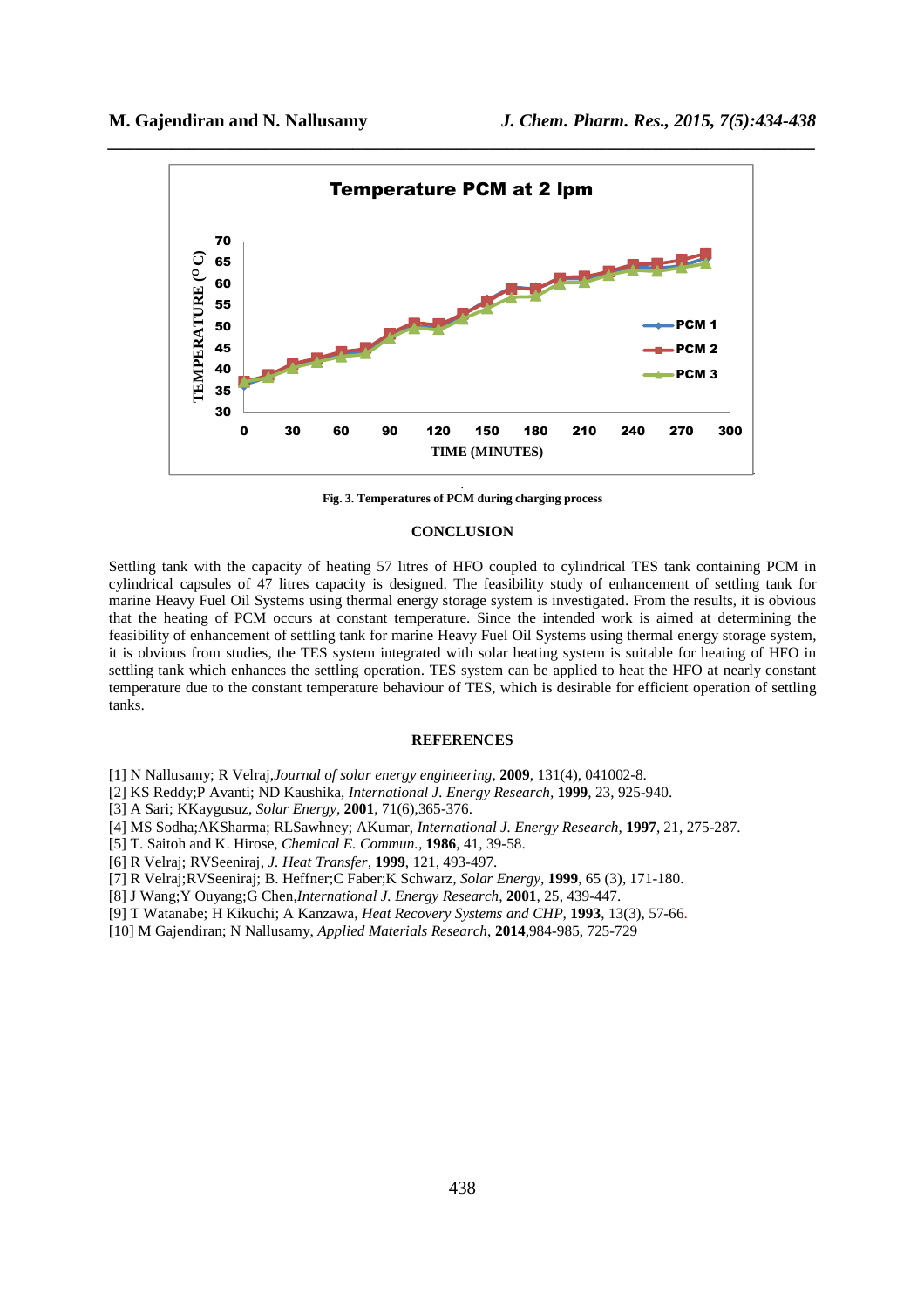Temperature PCM at 2 lpm

TEMPERATURE (O C)

70
65
60
55
50
45
40
35
30

0 30 60 90 120 150 180 210 240 270 300

TIME (MINUTES)

PCM 1
PCM 2
PCM 3

**Fig. 3. Temperatures of PCM during charging process**

## CONCLUSION

Settling tank with the capacity of heating 57 litres of HFO coupled to cylindrical TES tank containing PCM in cylindrical capsules of 47 litres capacity is designed. The feasibility study of enhancement of settling tank for marine Heavy Fuel Oil Systems using thermal energy storage system is investigated. From the results, it is obvious that the heating of PCM occurs at constant temperature. Since the intended work is aimed at determining the feasibility of enhancement of settling tank for marine Heavy Fuel Oil Systems using thermal energy storage system, it is obvious from studies, the TES system integrated with solar heating system is suitable for heating of HFO in settling tank which enhances the settling operation. TES system can be applied to heat the HFO at nearly constant temperature due to the constant temperature behaviour of TES, which is desirable for efficient operation of settling tanks.

## REFERENCES

[1] N Nallusamy; R Velraj,*Journal of solar energy engineering*, **2009**, 131(4), 041002-8.
[2] KS Reddy;P Avanti; ND Kaushika, *International J. Energy Research*, **1999**, 23, 925-940.
[3] A Sari; KKaygusuz, *Solar Energy*, **2001**, 71(6),365-376.
[4] MS Sodha;AKSharma; RLSawhney; AKumar, *International J. Energy Research*, **1997**, 21, 275-287.
[5] T. Saitoh and K. Hirose, *Chemical E. Commun.*, **1986**, 41, 39-58.
[6] R Velraj; RVSeeniraj, *J. Heat Transfer*, **1999**, 121, 493-497.
[7] R Velraj;RVSeeniraj; B. Heffner;C Faber;K Schwarz, *Solar Energy*, **1999**, 65 (3), 171-180.
[8] J Wang;Y Ouyang;G Chen,*International J. Energy Research*, **2001**, 25, 439-447.
[9] T Watanabe; H Kikuchi; A Kanzawa, *Heat Recovery Systems and CHP*, **1993**, 13(3), 57-66.
[10] M Gajendiran; N Nallusamy, *Applied Materials Research*, **2014**,984-985, 725-729